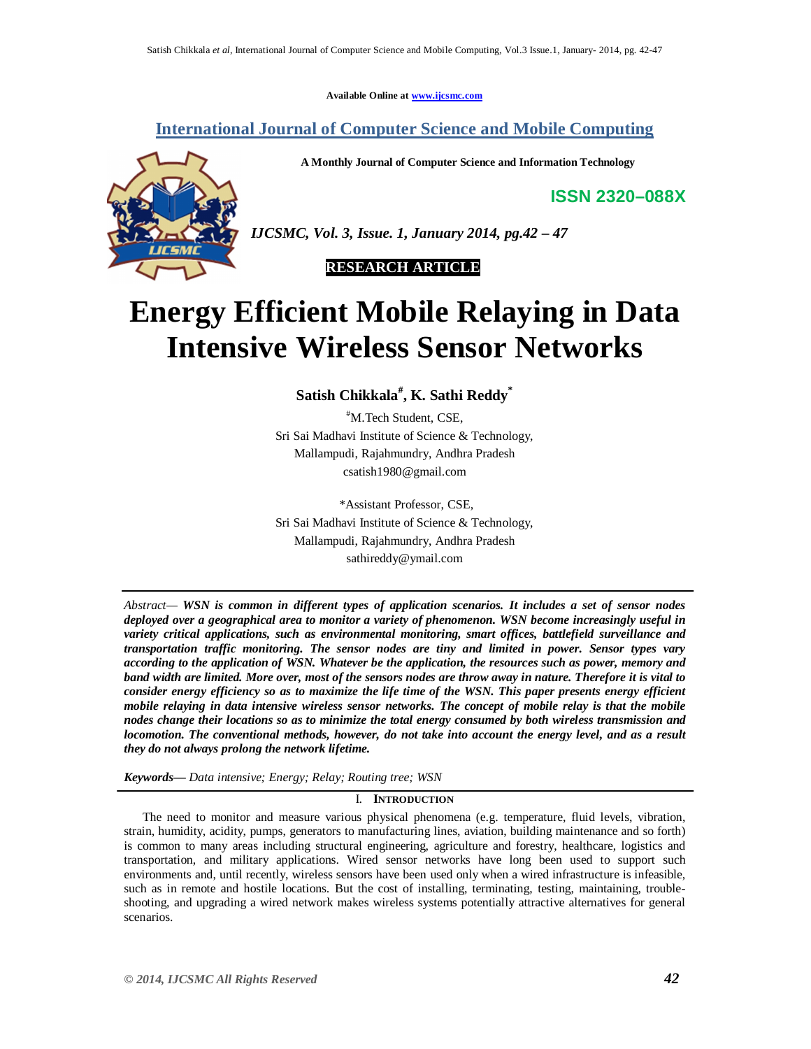Available Online at www.ijcsmc.com

**International Journal of Computer Science and Mobile Computing**

**A Monthly Journal of Computer Science and Information Technology**

**ISSN 2320–088X**

***IJCSMC, Vol. 3, Issue. 1, January 2014, pg.42 – 47***

**RESEARCH ARTICLE**

# Energy Efficient Mobile Relaying in Data Intensive Wireless Sensor Networks

**Satish Chikkala[#], K. Sathi Reddy[*]**

[#]M.Tech Student, CSE,
Sri Sai Madhavi Institute of Science & Technology,
Mallampudi, Rajahmundry, Andhra Pradesh
csatish1980@gmail.com

[*]Assistant Professor, CSE,
Sri Sai Madhavi Institute of Science & Technology,
Mallampudi, Rajahmundry, Andhra Pradesh
sathireddy@ymail.com

*Abstract—* ***WSN is common in different types of application scenarios. It includes a set of sensor nodes deployed over a geographical area to monitor a variety of phenomenon. WSN become increasingly useful in variety critical applications, such as environmental monitoring, smart offices, battlefield surveillance and transportation traffic monitoring. The sensor nodes are tiny and limited in power. Sensor types vary according to the application of WSN. Whatever be the application, the resources such as power, memory and band width are limited. More over, most of the sensors nodes are throw away in nature. Therefore it is vital to consider energy efficiency so as to maximize the life time of the WSN. This paper presents energy efficient mobile relaying in data intensive wireless sensor networks. The concept of mobile relay is that the mobile nodes change their locations so as to minimize the total energy consumed by both wireless transmission and locomotion. The conventional methods, however, do not take into account the energy level, and as a result they do not always prolong the network lifetime.***

***Keywords—*** *Data intensive; Energy; Relay; Routing tree; WSN*

## I. Introduction

The need to monitor and measure various physical phenomena (e.g. temperature, fluid levels, vibration, strain, humidity, acidity, pumps, generators to manufacturing lines, aviation, building maintenance and so forth) is common to many areas including structural engineering, agriculture and forestry, healthcare, logistics and transportation, and military applications. Wired sensor networks have long been used to support such environments and, until recently, wireless sensors have been used only when a wired infrastructure is infeasible, such as in remote and hostile locations. But the cost of installing, terminating, testing, maintaining, trouble-shooting, and upgrading a wired network makes wireless systems potentially attractive alternatives for general scenarios.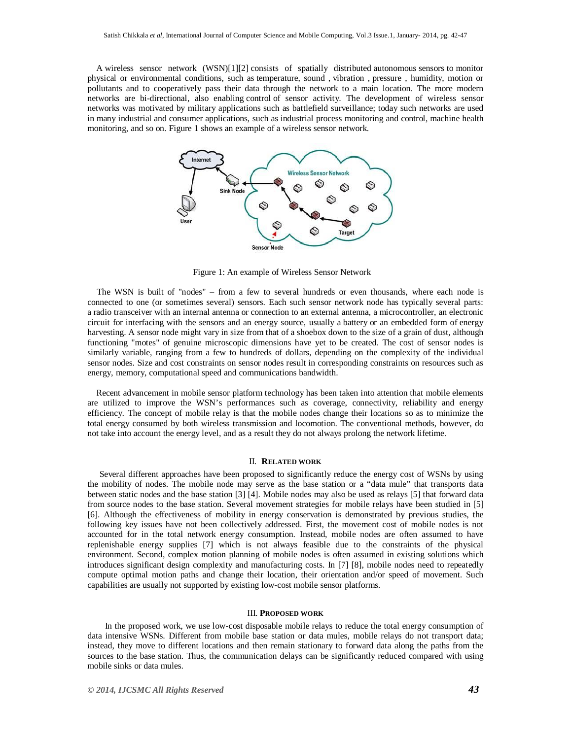A wireless sensor network (WSN)[1][2] consists of spatially distributed autonomous sensors to monitor physical or environmental conditions, such as temperature, sound , vibration , pressure , humidity, motion or pollutants and to cooperatively pass their data through the network to a main location. The more modern networks are bi-directional, also enabling control of sensor activity. The development of wireless sensor networks was motivated by military applications such as battlefield surveillance; today such networks are used in many industrial and consumer applications, such as industrial process monitoring and control, machine health monitoring, and so on. Figure 1 shows an example of a wireless sensor network.

Figure 1: An example of Wireless Sensor Network

The WSN is built of "nodes" – from a few to several hundreds or even thousands, where each node is connected to one (or sometimes several) sensors. Each such sensor network node has typically several parts: a radio transceiver with an internal antenna or connection to an external antenna, a microcontroller, an electronic circuit for interfacing with the sensors and an energy source, usually a battery or an embedded form of energy harvesting. A sensor node might vary in size from that of a shoebox down to the size of a grain of dust, although functioning "motes" of genuine microscopic dimensions have yet to be created. The cost of sensor nodes is similarly variable, ranging from a few to hundreds of dollars, depending on the complexity of the individual sensor nodes. Size and cost constraints on sensor nodes result in corresponding constraints on resources such as energy, memory, computational speed and communications bandwidth.

Recent advancement in mobile sensor platform technology has been taken into attention that mobile elements are utilized to improve the WSN's performances such as coverage, connectivity, reliability and energy efficiency. The concept of mobile relay is that the mobile nodes change their locations so as to minimize the total energy consumed by both wireless transmission and locomotion. The conventional methods, however, do not take into account the energy level, and as a result they do not always prolong the network lifetime.

## II. RELATED WORK

Several different approaches have been proposed to significantly reduce the energy cost of WSNs by using the mobility of nodes. The mobile node may serve as the base station or a "data mule" that transports data between static nodes and the base station [3] [4]. Mobile nodes may also be used as relays [5] that forward data from source nodes to the base station. Several movement strategies for mobile relays have been studied in [5] [6]. Although the effectiveness of mobility in energy conservation is demonstrated by previous studies, the following key issues have not been collectively addressed. First, the movement cost of mobile nodes is not accounted for in the total network energy consumption. Instead, mobile nodes are often assumed to have replenishable energy supplies [7] which is not always feasible due to the constraints of the physical environment. Second, complex motion planning of mobile nodes is often assumed in existing solutions which introduces significant design complexity and manufacturing costs. In [7] [8], mobile nodes need to repeatedly compute optimal motion paths and change their location, their orientation and/or speed of movement. Such capabilities are usually not supported by existing low-cost mobile sensor platforms.

## III. PROPOSED WORK

In the proposed work, we use low-cost disposable mobile relays to reduce the total energy consumption of data intensive WSNs. Different from mobile base station or data mules, mobile relays do not transport data; instead, they move to different locations and then remain stationary to forward data along the paths from the sources to the base station. Thus, the communication delays can be significantly reduced compared with using mobile sinks or data mules.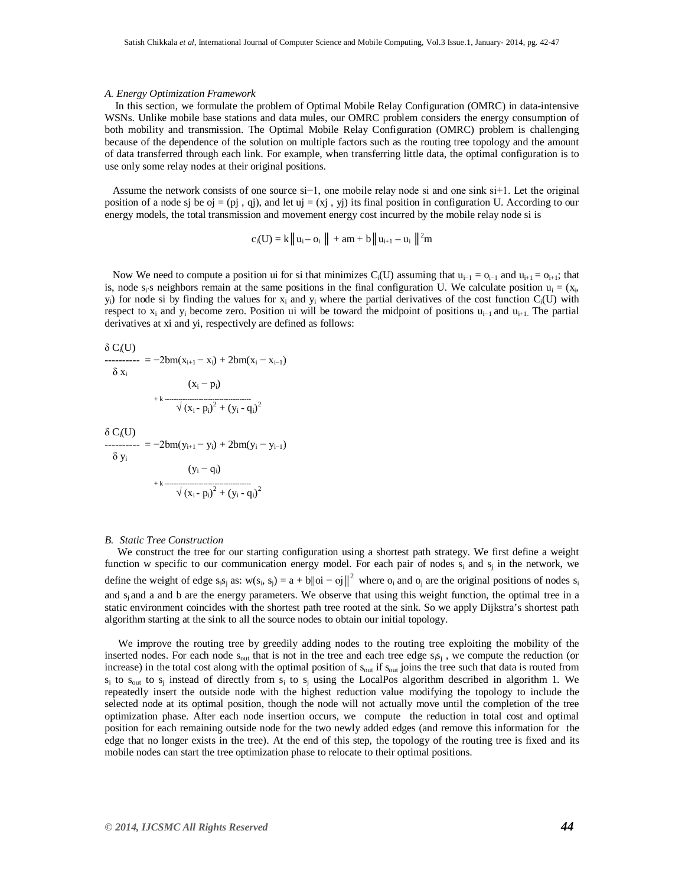### *A. Energy Optimization Framework*

In this section, we formulate the problem of Optimal Mobile Relay Configuration (OMRC) in data-intensive WSNs. Unlike mobile base stations and data mules, our OMRC problem considers the energy consumption of both mobility and transmission. The Optimal Mobile Relay Configuration (OMRC) problem is challenging because of the dependence of the solution on multiple factors such as the routing tree topology and the amount of data transferred through each link. For example, when transferring little data, the optimal configuration is to use only some relay nodes at their original positions.

Assume the network consists of one source $s_{i-1}$, one mobile relay node $s_i$ and one sink $s_{i+1}$. Let the original position of a node $s_j$ be $o_j = (p_j, q_j)$, and let $u_j = (x_j, y_j)$ its final position in configuration U. According to our energy models, the total transmission and movement energy cost incurred by the mobile relay node $s_i$ is

$$c_i(U) = k\| u_i - o_i \| + am + b\| u_{i+1} - u_i \|^2 m$$

Now We need to compute a position $u_i$ for $s_i$ that minimizes $C_i(U)$ assuming that $u_{i-1} = o_{i-1}$ and $u_{i+1} = o_{i+1}$; that is, node $s_i$'s neighbors remain at the same positions in the final configuration U. We calculate position $u_i = (x_i, y_i)$ for node $s_i$ by finding the values for $x_i$ and $y_i$ where the partial derivatives of the cost function $C_i(U)$ with respect to $x_i$ and $y_i$ become zero. Position $u_i$ will be toward the midpoint of positions $u_{i-1}$ and $u_{i+1}$. The partial derivatives at $x_i$ and $y_i$, respectively are defined as follows:

$$\frac{\delta C_i(U)}{\delta x_i} = -2bm(x_{i+1} - x_i) + 2bm(x_i - x_{i-1}) + k\frac{(x_i - p_i)}{\sqrt{(x_i - p_i)^2 + (y_i - q_i)^2}}$$

$$\frac{\delta C_i(U)}{\delta y_i} = -2bm(y_{i+1} - y_i) + 2bm(y_i - y_{i-1}) + k\frac{(y_i - q_i)}{\sqrt{(x_i - p_i)^2 + (y_i - q_i)^2}}$$

### *B. Static Tree Construction*

We construct the tree for our starting configuration using a shortest path strategy. We first define a weight function w specific to our communication energy model. For each pair of nodes $s_i$ and $s_j$ in the network, we define the weight of edge $s_is_j$ as: $w(s_i, s_j) = a + b\|o_i - o_j\|^2$ where $o_i$ and $o_j$ are the original positions of nodes $s_i$ and $s_j$ and a and b are the energy parameters. We observe that using this weight function, the optimal tree in a static environment coincides with the shortest path tree rooted at the sink. So we apply Dijkstra's shortest path algorithm starting at the sink to all the source nodes to obtain our initial topology.

We improve the routing tree by greedily adding nodes to the routing tree exploiting the mobility of the inserted nodes. For each node $s_{out}$ that is not in the tree and each tree edge $s_is_j$, we compute the reduction (or increase) in the total cost along with the optimal position of $s_{out}$ if $s_{out}$ joins the tree such that data is routed from $s_i$ to $s_{out}$ to $s_j$ instead of directly from $s_i$ to $s_j$ using the LocalPos algorithm described in algorithm 1. We repeatedly insert the outside node with the highest reduction value modifying the topology to include the selected node at its optimal position, though the node will not actually move until the completion of the tree optimization phase. After each node insertion occurs, we compute the reduction in total cost and optimal position for each remaining outside node for the two newly added edges (and remove this information for the edge that no longer exists in the tree). At the end of this step, the topology of the routing tree is fixed and its mobile nodes can start the tree optimization phase to relocate to their optimal positions.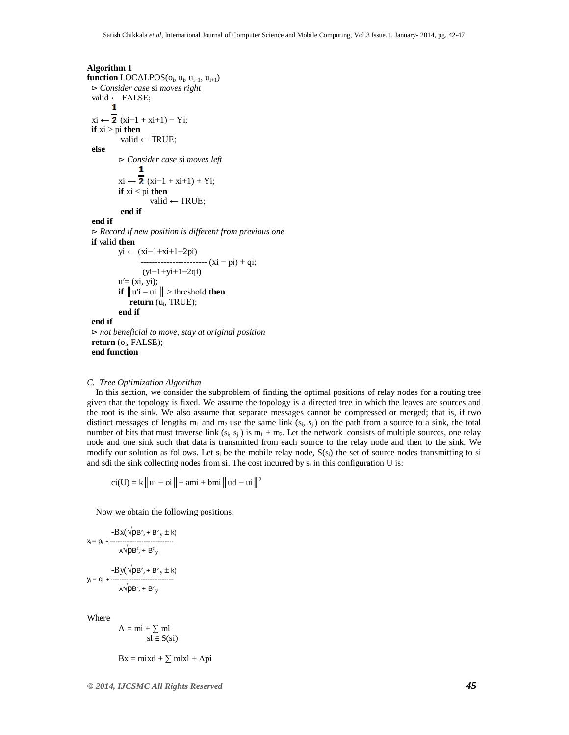**Algorithm 1**

```
function LOCALPOS(oi, ui, ui−1, ui+1)
  ⊳ Consider case si moves right
  valid ← FALSE;
  xi ← 1/2 (xi−1 + xi+1) − Yi;
  if xi > pi then
        valid ← TRUE;
  else
        ⊳ Consider case si moves left
        xi ← 1/2 (xi−1 + xi+1) + Yi;
        if xi < pi then
              valid ← TRUE;
        end if
  end if
  ⊳ Record if new position is different from previous one
  if valid then
        yi ← (xi−1+xi+1−2pi) / (yi−1+yi+1−2qi) (xi − pi) + qi;
        u′= (xi, yi);
        if ‖u′i – ui ‖ > threshold then
            return (ui, TRUE);
        end if
  end if
  ⊳ not beneficial to move, stay at original position
  return (oi, FALSE);
  end function
```

*C. Tree Optimization Algorithm*

In this section, we consider the subproblem of finding the optimal positions of relay nodes for a routing tree given that the topology is fixed. We assume the topology is a directed tree in which the leaves are sources and the root is the sink. We also assume that separate messages cannot be compressed or merged; that is, if two distinct messages of lengths $m_1$ and $m_2$ use the same link ($s_i$, $s_j$ ) on the path from a source to a sink, the total number of bits that must traverse link ($s_i$, $s_j$ ) is $m_1 + m_2$. Let the network consists of multiple sources, one relay node and one sink such that data is transmitted from each source to the relay node and then to the sink. We modify our solution as follows. Let $s_i$ be the mobile relay node, $S(s_i)$ the set of source nodes transmitting to si and sdi the sink collecting nodes from si. The cost incurred by $s_i$ in this configuration U is:

$$c_i(U) = k\|u_i - o_i\| + am_i + bm_i\|u_d - u_i\|^2$$

Now we obtain the following positions:

$$x_i = p_i + \frac{-B_x(\sqrt{pB_x^2 + B_y^2} \pm k)}{A\sqrt{pB_x^2 + B_y^2}}$$

$$y_i = q_i + \frac{-B_y(\sqrt{pB_x^2 + B_y^2} \pm k)}{A\sqrt{pB_x^2 + B_y^2}}$$

Where

$$A = m_i + \sum_{s_l \in S(s_i)} m_l$$

$$B_x = m_i x_d + \sum m_l x_l + Ap_i$$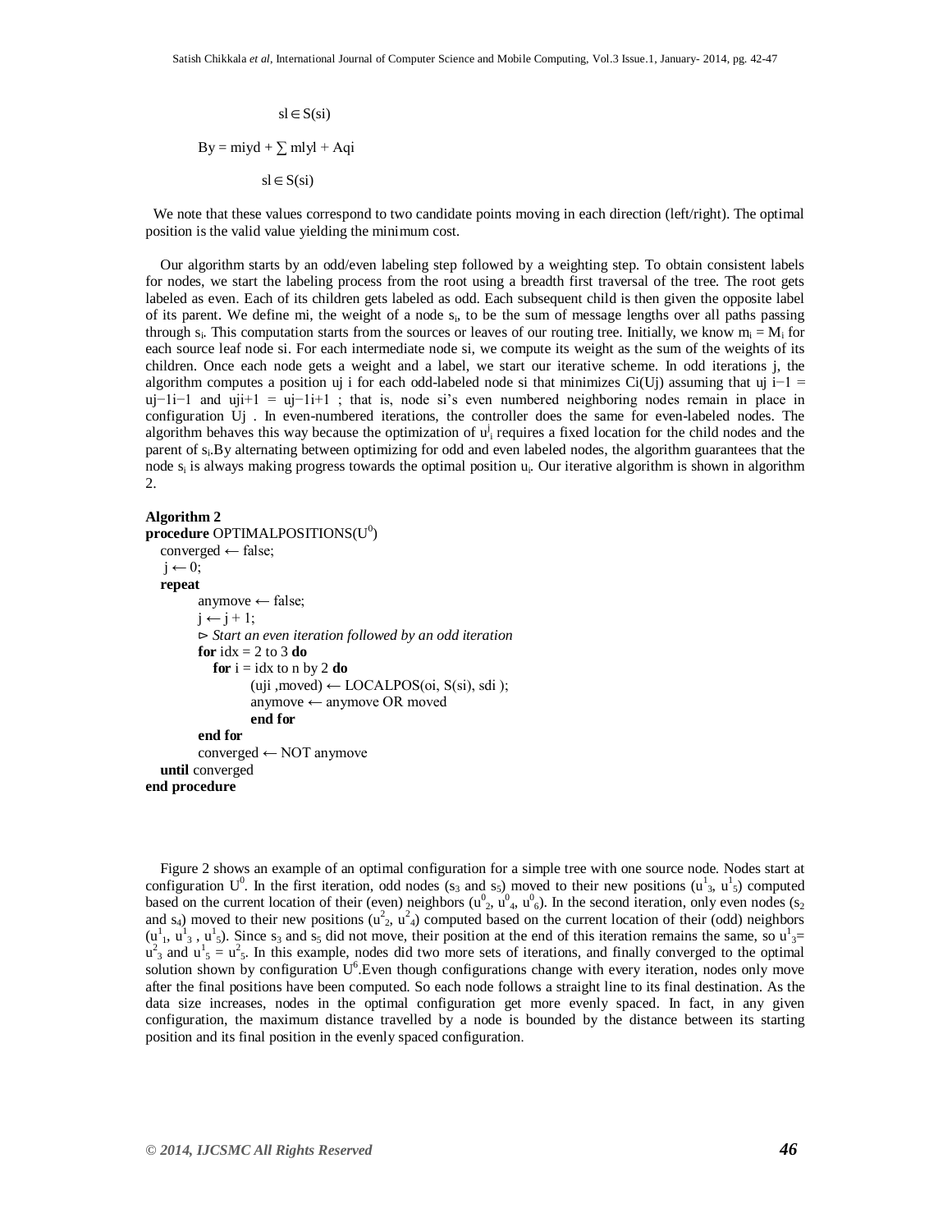$$sl \in S(si)$$

$$By = miyd + \sum mlyl + Aqi$$

$$sl \in S(si)$$

We note that these values correspond to two candidate points moving in each direction (left/right). The optimal position is the valid value yielding the minimum cost.

Our algorithm starts by an odd/even labeling step followed by a weighting step. To obtain consistent labels for nodes, we start the labeling process from the root using a breadth first traversal of the tree. The root gets labeled as even. Each of its children gets labeled as odd. Each subsequent child is then given the opposite label of its parent. We define mi, the weight of a node $s_i$, to be the sum of message lengths over all paths passing through $s_i$. This computation starts from the sources or leaves of our routing tree. Initially, we know $m_i = M_i$ for each source leaf node si. For each intermediate node si, we compute its weight as the sum of the weights of its children. Once each node gets a weight and a label, we start our iterative scheme. In odd iterations j, the algorithm computes a position uj i for each odd-labeled node si that minimizes Ci(Uj) assuming that uj i−1 = uj−1i−1 and uji+1 = uj−1i+1 ; that is, node si's even numbered neighboring nodes remain in place in configuration Uj . In even-numbered iterations, the controller does the same for even-labeled nodes. The algorithm behaves this way because the optimization of $u^j_i$ requires a fixed location for the child nodes and the parent of $s_i$.By alternating between optimizing for odd and even labeled nodes, the algorithm guarantees that the node $s_i$ is always making progress towards the optimal position $u_i$. Our iterative algorithm is shown in algorithm 2.

**Algorithm 2**

```
procedure OPTIMALPOSITIONS(U^0)
   converged ← false;
   j ← 0;
   repeat
        anymove ← false;
        j ← j + 1;
        ⊳ Start an even iteration followed by an odd iteration
        for idx = 2 to 3 do
           for i = idx to n by 2 do
                (uji ,moved) ← LOCALPOS(oi, S(si), sdi );
                anymove ← anymove OR moved
                end for
        end for
        converged ← NOT anymove
   until converged
end procedure
```

Figure 2 shows an example of an optimal configuration for a simple tree with one source node. Nodes start at configuration $U^0$. In the first iteration, odd nodes ($s_3$ and $s_5$) moved to their new positions ($u^1_3$, $u^1_5$) computed based on the current location of their (even) neighbors ($u^0_2$, $u^0_4$, $u^0_6$). In the second iteration, only even nodes ($s_2$ and $s_4$) moved to their new positions ($u^2_2$, $u^2_4$) computed based on the current location of their (odd) neighbors ($u^1_1$, $u^1_3$ , $u^1_5$). Since $s_3$ and $s_5$ did not move, their position at the end of this iteration remains the same, so $u^1_3 = u^2_3$ and $u^1_5 = u^2_5$. In this example, nodes did two more sets of iterations, and finally converged to the optimal solution shown by configuration $U^6$.Even though configurations change with every iteration, nodes only move after the final positions have been computed. So each node follows a straight line to its final destination. As the data size increases, nodes in the optimal configuration get more evenly spaced. In fact, in any given configuration, the maximum distance travelled by a node is bounded by the distance between its starting position and its final position in the evenly spaced configuration.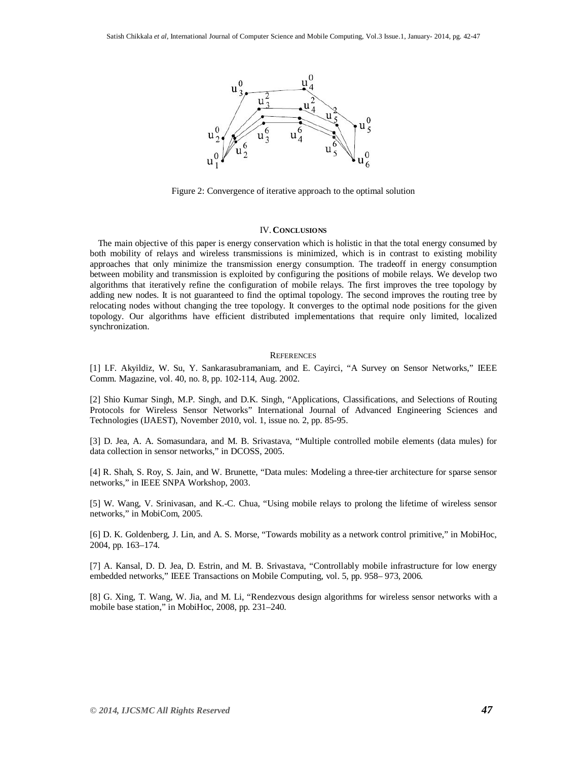$u_3^0$ $u_4^0$ $u_3^2$ $u_4^2$ $u_5^2$ $u_5^0$ $u_2^0$ $u_3^6$ $u_4^6$ $u_2^6$ $u_5^6$ $u_1^0$ $u_6^0$

Figure 2: Convergence of iterative approach to the optimal solution

## IV. CONCLUSIONS

The main objective of this paper is energy conservation which is holistic in that the total energy consumed by both mobility of relays and wireless transmissions is minimized, which is in contrast to existing mobility approaches that only minimize the transmission energy consumption. The tradeoff in energy consumption between mobility and transmission is exploited by configuring the positions of mobile relays. We develop two algorithms that iteratively refine the configuration of mobile relays. The first improves the tree topology by adding new nodes. It is not guaranteed to find the optimal topology. The second improves the routing tree by relocating nodes without changing the tree topology. It converges to the optimal node positions for the given topology. Our algorithms have efficient distributed implementations that require only limited, localized synchronization.

## REFERENCES

[1] I.F. Akyildiz, W. Su, Y. Sankarasubramaniam, and E. Cayirci, "A Survey on Sensor Networks," IEEE Comm. Magazine, vol. 40, no. 8, pp. 102-114, Aug. 2002.

[2] Shio Kumar Singh, M.P. Singh, and D.K. Singh, "Applications, Classifications, and Selections of Routing Protocols for Wireless Sensor Networks" International Journal of Advanced Engineering Sciences and Technologies (IJAEST), November 2010, vol. 1, issue no. 2, pp. 85-95.

[3] D. Jea, A. A. Somasundara, and M. B. Srivastava, "Multiple controlled mobile elements (data mules) for data collection in sensor networks," in DCOSS, 2005.

[4] R. Shah, S. Roy, S. Jain, and W. Brunette, "Data mules: Modeling a three-tier architecture for sparse sensor networks," in IEEE SNPA Workshop, 2003.

[5] W. Wang, V. Srinivasan, and K.-C. Chua, "Using mobile relays to prolong the lifetime of wireless sensor networks," in MobiCom, 2005.

[6] D. K. Goldenberg, J. Lin, and A. S. Morse, "Towards mobility as a network control primitive," in MobiHoc, 2004, pp. 163–174.

[7] A. Kansal, D. D. Jea, D. Estrin, and M. B. Srivastava, "Controllably mobile infrastructure for low energy embedded networks," IEEE Transactions on Mobile Computing, vol. 5, pp. 958– 973, 2006.

[8] G. Xing, T. Wang, W. Jia, and M. Li, "Rendezvous design algorithms for wireless sensor networks with a mobile base station," in MobiHoc, 2008, pp. 231–240.